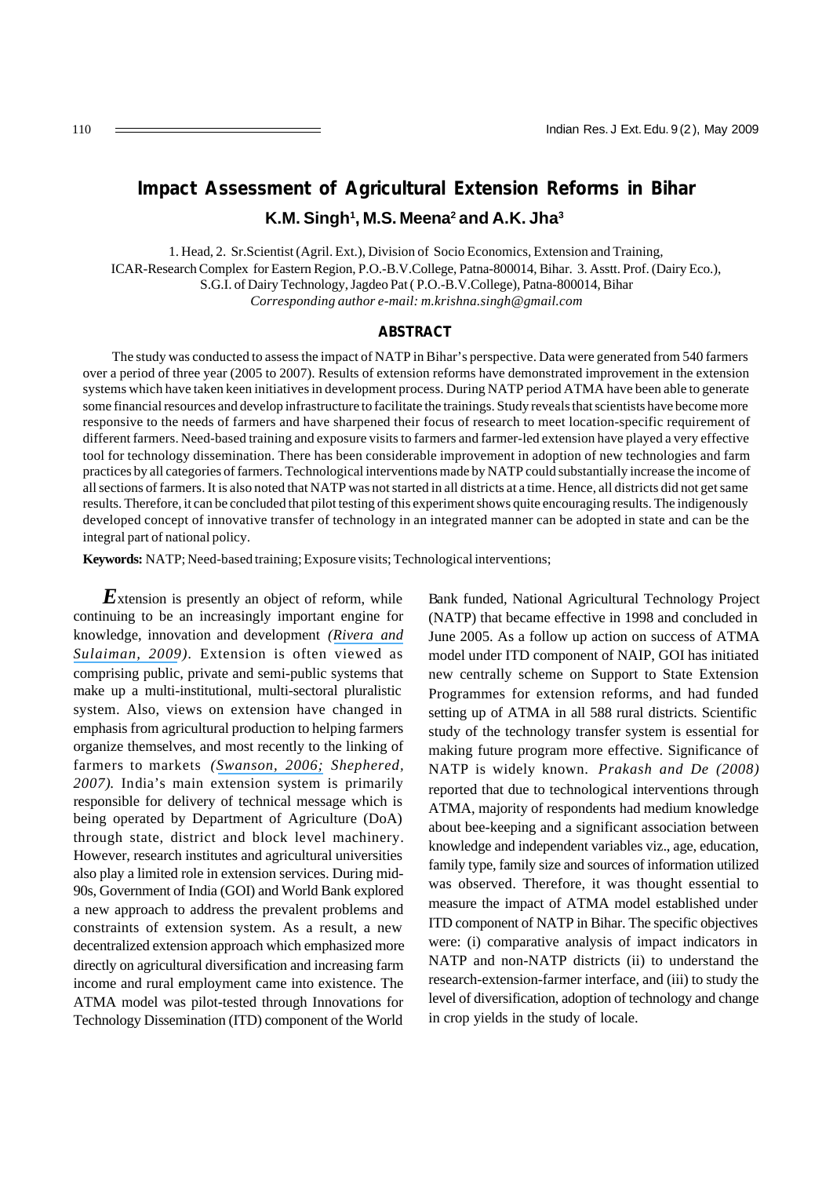// Impact Assessment of Agricultural Extension Reforms in Bihar

**K.M. Singh[1], M.S. Meena[2] and A.K. Jha[3]**

1. Head, 2. Sr.Scientist (Agril. Ext.), Division of Socio Economics, Extension and Training, ICAR-Research Complex for Eastern Region, P.O.-B.V.College, Patna-800014, Bihar. 3. Asstt. Prof. (Dairy Eco.), S.G.I. of Dairy Technology, Jagdeo Pat ( P.O.-B.V.College), Patna-800014, Bihar
*Corresponding author e-mail: m.krishna.singh@gmail.com*

## ABSTRACT

The study was conducted to assess the impact of NATP in Bihar's perspective. Data were generated from 540 farmers over a period of three year (2005 to 2007). Results of extension reforms have demonstrated improvement in the extension systems which have taken keen initiatives in development process. During NATP period ATMA have been able to generate some financial resources and develop infrastructure to facilitate the trainings. Study reveals that scientists have become more responsive to the needs of farmers and have sharpened their focus of research to meet location-specific requirement of different farmers. Need-based training and exposure visits to farmers and farmer-led extension have played a very effective tool for technology dissemination. There has been considerable improvement in adoption of new technologies and farm practices by all categories of farmers. Technological interventions made by NATP could substantially increase the income of all sections of farmers. It is also noted that NATP was not started in all districts at a time. Hence, all districts did not get same results. Therefore, it can be concluded that pilot testing of this experiment shows quite encouraging results. The indigenously developed concept of innovative transfer of technology in an integrated manner can be adopted in state and can be the integral part of national policy.

**Keywords:** NATP; Need-based training; Exposure visits; Technological interventions;

Extension is presently an object of reform, while continuing to be an increasingly important engine for knowledge, innovation and development *(Rivera and Sulaiman, 2009)*. Extension is often viewed as comprising public, private and semi-public systems that make up a multi-institutional, multi-sectoral pluralistic system. Also, views on extension have changed in emphasis from agricultural production to helping farmers organize themselves, and most recently to the linking of farmers to markets *(Swanson, 2006; Shephered, 2007).* India's main extension system is primarily responsible for delivery of technical message which is being operated by Department of Agriculture (DoA) through state, district and block level machinery. However, research institutes and agricultural universities also play a limited role in extension services. During mid-90s, Government of India (GOI) and World Bank explored a new approach to address the prevalent problems and constraints of extension system. As a result, a new decentralized extension approach which emphasized more directly on agricultural diversification and increasing farm income and rural employment came into existence. The ATMA model was pilot-tested through Innovations for Technology Dissemination (ITD) component of the World Bank funded, National Agricultural Technology Project (NATP) that became effective in 1998 and concluded in June 2005. As a follow up action on success of ATMA model under ITD component of NAIP, GOI has initiated new centrally scheme on Support to State Extension Programmes for extension reforms, and had funded setting up of ATMA in all 588 rural districts. Scientific study of the technology transfer system is essential for making future program more effective. Significance of NATP is widely known. *Prakash and De (2008)* reported that due to technological interventions through ATMA, majority of respondents had medium knowledge about bee-keeping and a significant association between knowledge and independent variables viz., age, education, family type, family size and sources of information utilized was observed. Therefore, it was thought essential to measure the impact of ATMA model established under ITD component of NATP in Bihar. The specific objectives were: (i) comparative analysis of impact indicators in NATP and non-NATP districts (ii) to understand the research-extension-farmer interface, and (iii) to study the level of diversification, adoption of technology and change in crop yields in the study of locale.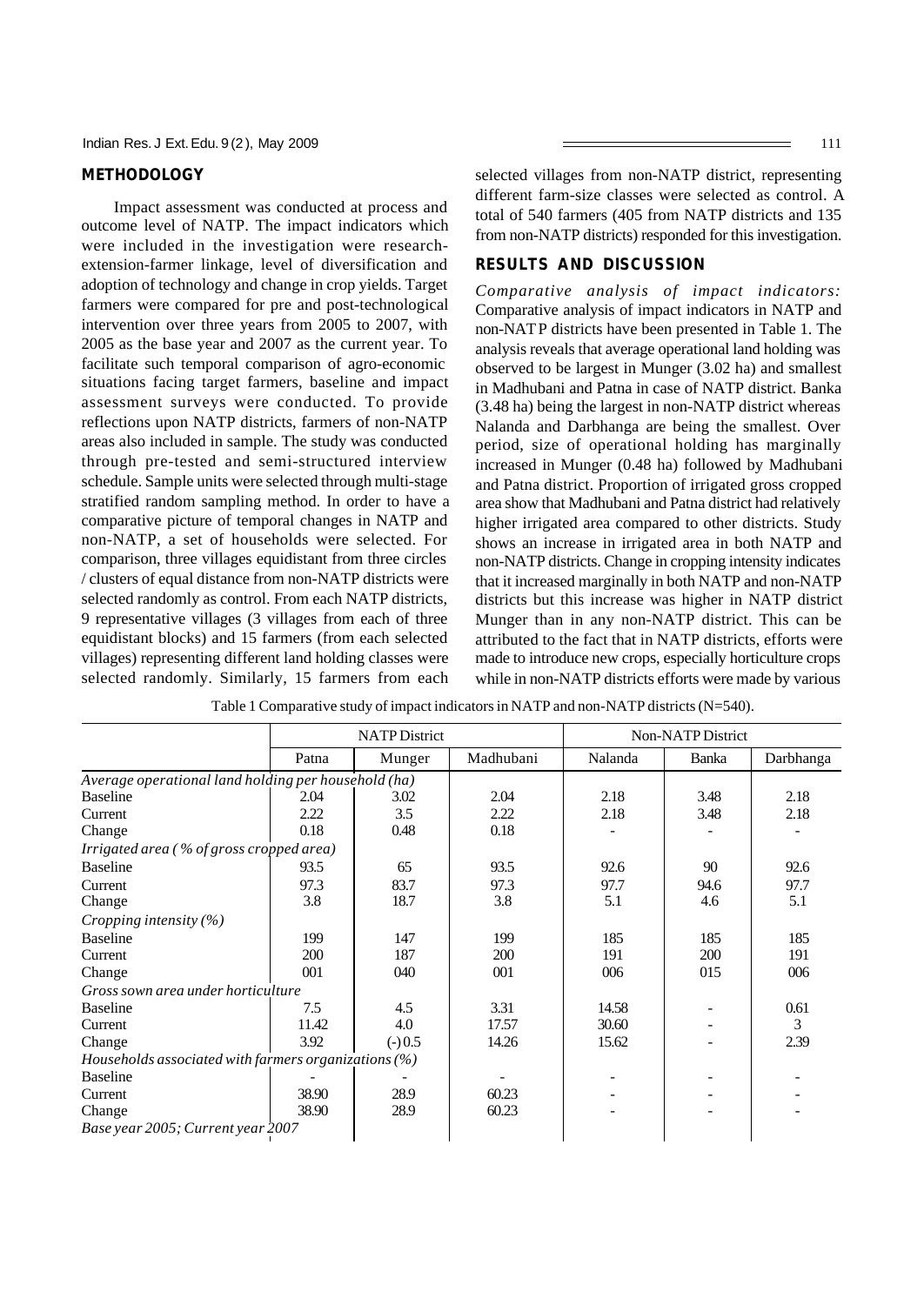## METHODOLOGY

Impact assessment was conducted at process and outcome level of NATP. The impact indicators which were included in the investigation were research-extension-farmer linkage, level of diversification and adoption of technology and change in crop yields. Target farmers were compared for pre and post-technological intervention over three years from 2005 to 2007, with 2005 as the base year and 2007 as the current year. To facilitate such temporal comparison of agro-economic situations facing target farmers, baseline and impact assessment surveys were conducted. To provide reflections upon NATP districts, farmers of non-NATP areas also included in sample. The study was conducted through pre-tested and semi-structured interview schedule. Sample units were selected through multi-stage stratified random sampling method. In order to have a comparative picture of temporal changes in NATP and non-NATP, a set of households were selected. For comparison, three villages equidistant from three circles / clusters of equal distance from non-NATP districts were selected randomly as control. From each NATP districts, 9 representative villages (3 villages from each of three equidistant blocks) and 15 farmers (from each selected villages) representing different land holding classes were selected randomly. Similarly, 15 farmers from each selected villages from non-NATP district, representing different farm-size classes were selected as control. A total of 540 farmers (405 from NATP districts and 135 from non-NATP districts) responded for this investigation.

## RESULTS AND DISCUSSION

*Comparative analysis of impact indicators:* Comparative analysis of impact indicators in NATP and non-NATP districts have been presented in Table 1. The analysis reveals that average operational land holding was observed to be largest in Munger (3.02 ha) and smallest in Madhubani and Patna in case of NATP district. Banka (3.48 ha) being the largest in non-NATP district whereas Nalanda and Darbhanga are being the smallest. Over period, size of operational holding has marginally increased in Munger (0.48 ha) followed by Madhubani and Patna district. Proportion of irrigated gross cropped area show that Madhubani and Patna district had relatively higher irrigated area compared to other districts. Study shows an increase in irrigated area in both NATP and non-NATP districts. Change in cropping intensity indicates that it increased marginally in both NATP and non-NATP districts but this increase was higher in NATP district Munger than in any non-NATP district. This can be attributed to the fact that in NATP districts, efforts were made to introduce new crops, especially horticulture crops while in non-NATP districts efforts were made by various

Table 1 Comparative study of impact indicators in NATP and non-NATP districts (N=540).

| | NATP District | | | Non-NATP District | | |
|---|---|---|---|---|---|---|
| | Patna | Munger | Madhubani | Nalanda | Banka | Darbhanga |
| *Average operational land holding per household (ha)* | | | | | | |
| Baseline | 2.04 | 3.02 | 2.04 | 2.18 | 3.48 | 2.18 |
| Current | 2.22 | 3.5 | 2.22 | 2.18 | 3.48 | 2.18 |
| Change | 0.18 | 0.48 | 0.18 | - | - | - |
| *Irrigated area ( % of gross cropped area)* | | | | | | |
| Baseline | 93.5 | 65 | 93.5 | 92.6 | 90 | 92.6 |
| Current | 97.3 | 83.7 | 97.3 | 97.7 | 94.6 | 97.7 |
| Change | 3.8 | 18.7 | 3.8 | 5.1 | 4.6 | 5.1 |
| *Cropping intensity (%)* | | | | | | |
| Baseline | 199 | 147 | 199 | 185 | 185 | 185 |
| Current | 200 | 187 | 200 | 191 | 200 | 191 |
| Change | 001 | 040 | 001 | 006 | 015 | 006 |
| *Gross sown area under horticulture* | | | | | | |
| Baseline | 7.5 | 4.5 | 3.31 | 14.58 | - | 0.61 |
| Current | 11.42 | 4.0 | 17.57 | 30.60 | - | 3 |
| Change | 3.92 | (-) 0.5 | 14.26 | 15.62 | - | 2.39 |
| *Households associated with farmers organizations (%)* | | | | | | |
| Baseline | - | - | - | - | - | - |
| Current | 38.90 | 28.9 | 60.23 | - | - | - |
| Change | 38.90 | 28.9 | 60.23 | - | - | - |
| *Base year 2005; Current year 2007* | | | | | | |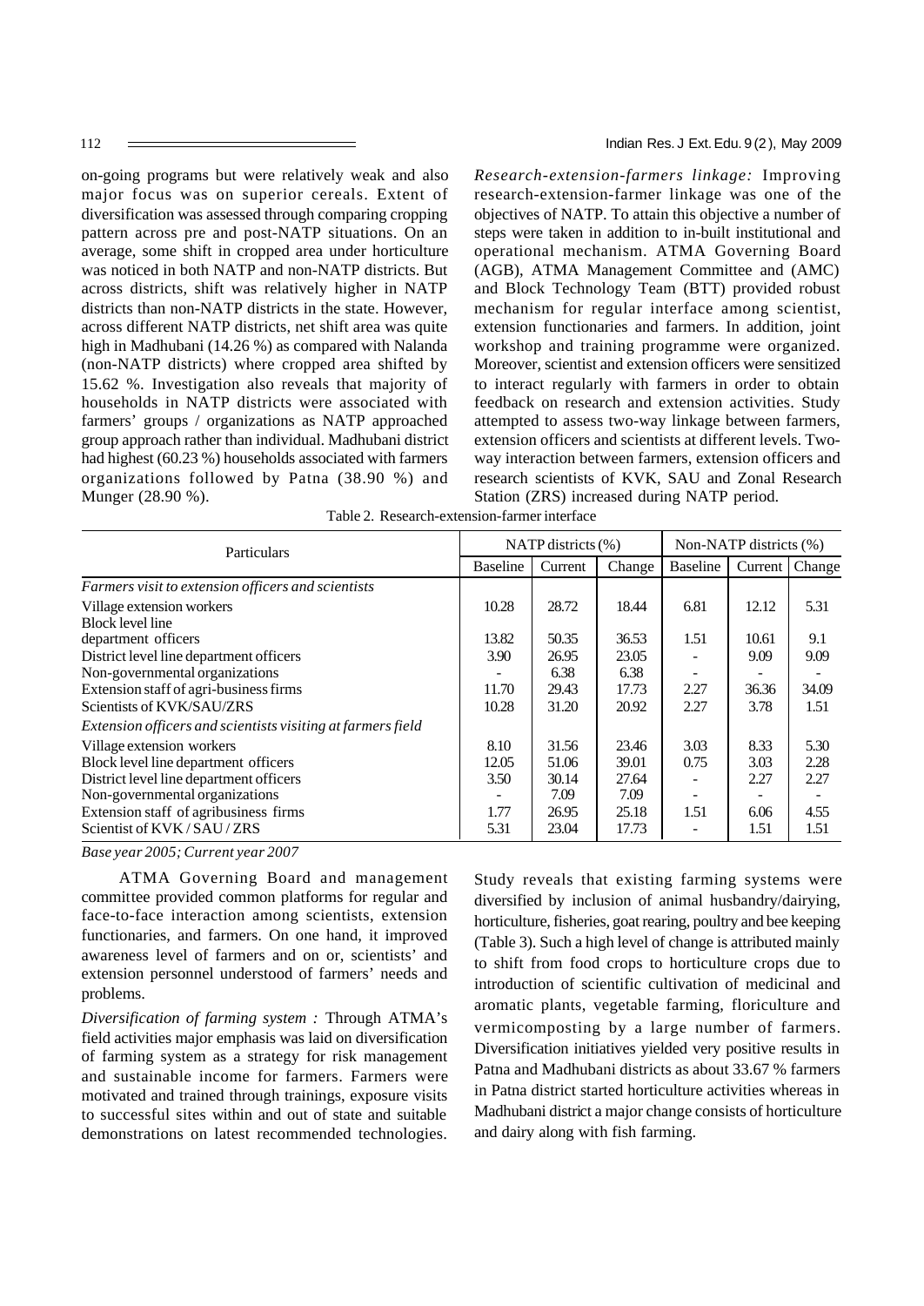on-going programs but were relatively weak and also major focus was on superior cereals. Extent of diversification was assessed through comparing cropping pattern across pre and post-NATP situations. On an average, some shift in cropped area under horticulture was noticed in both NATP and non-NATP districts. But across districts, shift was relatively higher in NATP districts than non-NATP districts in the state. However, across different NATP districts, net shift area was quite high in Madhubani (14.26 %) as compared with Nalanda (non-NATP districts) where cropped area shifted by 15.62 %. Investigation also reveals that majority of households in NATP districts were associated with farmers' groups / organizations as NATP approached group approach rather than individual. Madhubani district had highest (60.23 %) households associated with farmers organizations followed by Patna (38.90 %) and Munger (28.90 %).

*Research-extension-farmers linkage:* Improving research-extension-farmer linkage was one of the objectives of NATP. To attain this objective a number of steps were taken in addition to in-built institutional and operational mechanism. ATMA Governing Board (AGB), ATMA Management Committee and (AMC) and Block Technology Team (BTT) provided robust mechanism for regular interface among scientist, extension functionaries and farmers. In addition, joint workshop and training programme were organized. Moreover, scientist and extension officers were sensitized to interact regularly with farmers in order to obtain feedback on research and extension activities. Study attempted to assess two-way linkage between farmers, extension officers and scientists at different levels. Two-way interaction between farmers, extension officers and research scientists of KVK, SAU and Zonal Research Station (ZRS) increased during NATP period.

Table 2. Research-extension-farmer interface

| Particulars | NATP districts (%) | | | Non-NATP districts (%) | | |
|---|---|---|---|---|---|---|
| | Baseline | Current | Change | Baseline | Current | Change |
| *Farmers visit to extension officers and scientists* | | | | | | |
| Village extension workers | 10.28 | 28.72 | 18.44 | 6.81 | 12.12 | 5.31 |
| Block level line department officers | 13.82 | 50.35 | 36.53 | 1.51 | 10.61 | 9.1 |
| District level line department officers | 3.90 | 26.95 | 23.05 | - | 9.09 | 9.09 |
| Non-governmental organizations | - | 6.38 | 6.38 | - | - | - |
| Extension staff of agri-business firms | 11.70 | 29.43 | 17.73 | 2.27 | 36.36 | 34.09 |
| Scientists of KVK/SAU/ZRS | 10.28 | 31.20 | 20.92 | 2.27 | 3.78 | 1.51 |
| *Extension officers and scientists visiting at farmers field* | | | | | | |
| Village extension workers | 8.10 | 31.56 | 23.46 | 3.03 | 8.33 | 5.30 |
| Block level line department officers | 12.05 | 51.06 | 39.01 | 0.75 | 3.03 | 2.28 |
| District level line department officers | 3.50 | 30.14 | 27.64 | - | 2.27 | 2.27 |
| Non-governmental organizations | - | 7.09 | 7.09 | - | - | - |
| Extension staff of agribusiness firms | 1.77 | 26.95 | 25.18 | 1.51 | 6.06 | 4.55 |
| Scientist of KVK / SAU / ZRS | 5.31 | 23.04 | 17.73 | - | 1.51 | 1.51 |

*Base year 2005; Current year 2007*

ATMA Governing Board and management committee provided common platforms for regular and face-to-face interaction among scientists, extension functionaries, and farmers. On one hand, it improved awareness level of farmers and on or, scientists' and extension personnel understood of farmers' needs and problems.

*Diversification of farming system :* Through ATMA's field activities major emphasis was laid on diversification of farming system as a strategy for risk management and sustainable income for farmers. Farmers were motivated and trained through trainings, exposure visits to successful sites within and out of state and suitable demonstrations on latest recommended technologies. Study reveals that existing farming systems were diversified by inclusion of animal husbandry/dairying, horticulture, fisheries, goat rearing, poultry and bee keeping (Table 3). Such a high level of change is attributed mainly to shift from food crops to horticulture crops due to introduction of scientific cultivation of medicinal and aromatic plants, vegetable farming, floriculture and vermicomposting by a large number of farmers. Diversification initiatives yielded very positive results in Patna and Madhubani districts as about 33.67 % farmers in Patna district started horticulture activities whereas in Madhubani district a major change consists of horticulture and dairy along with fish farming.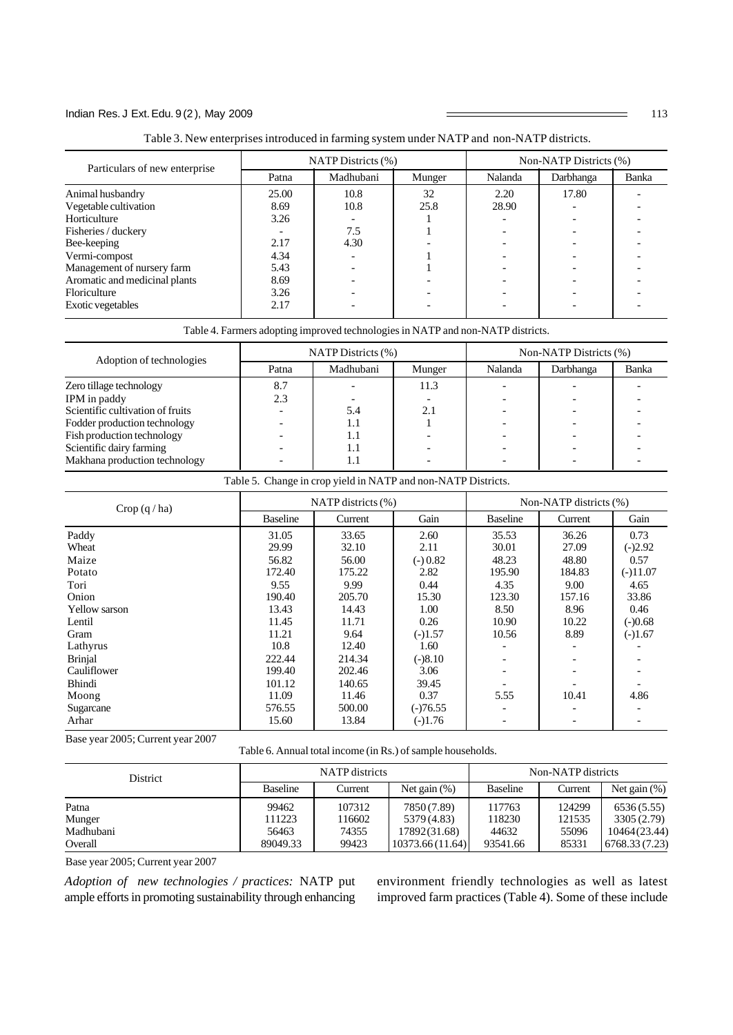Table 3. New enterprises introduced in farming system under NATP and non-NATP districts.

| Particulars of new enterprise | NATP Districts (%) | | | Non-NATP Districts (%) | | |
|---|---|---|---|---|---|---|
| | Patna | Madhubani | Munger | Nalanda | Darbhanga | Banka |
| Animal husbandry | 25.00 | 10.8 | 32 | 2.20 | 17.80 | - |
| Vegetable cultivation | 8.69 | 10.8 | 25.8 | 28.90 | - | - |
| Horticulture | 3.26 | - | 1 | - | - | - |
| Fisheries / duckery | - | 7.5 | 1 | - | - | - |
| Bee-keeping | 2.17 | 4.30 | - | - | - | - |
| Vermi-compost | 4.34 | - | 1 | - | - | - |
| Management of nursery farm | 5.43 | - | 1 | - | - | - |
| Aromatic and medicinal plants | 8.69 | - | - | - | - | - |
| Floriculture | 3.26 | - | - | - | - | - |
| Exotic vegetables | 2.17 | - | - | - | - | - |

Table 4. Farmers adopting improved technologies in NATP and non-NATP districts.

| Adoption of technologies | NATP Districts (%) | | | Non-NATP Districts (%) | | |
|---|---|---|---|---|---|---|
| | Patna | Madhubani | Munger | Nalanda | Darbhanga | Banka |
| Zero tillage technology | 8.7 | - | 11.3 | - | - | - |
| IPM in paddy | 2.3 | - | - | - | - | - |
| Scientific cultivation of fruits | - | 5.4 | 2.1 | - | - | - |
| Fodder production technology | - | 1.1 | 1 | - | - | - |
| Fish production technology | - | 1.1 | - | - | - | - |
| Scientific dairy farming | - | 1.1 | - | - | - | - |
| Makhana production technology | - | 1.1 | - | - | - | - |

Table 5. Change in crop yield in NATP and non-NATP Districts.

| Crop (q / ha) | NATP districts (%) | | | Non-NATP districts (%) | | |
|---|---|---|---|---|---|---|
| | Baseline | Current | Gain | Baseline | Current | Gain |
| Paddy | 31.05 | 33.65 | 2.60 | 35.53 | 36.26 | 0.73 |
| Wheat | 29.99 | 32.10 | 2.11 | 30.01 | 27.09 | (-)2.92 |
| Maize | 56.82 | 56.00 | (-) 0.82 | 48.23 | 48.80 | 0.57 |
| Potato | 172.40 | 175.22 | 2.82 | 195.90 | 184.83 | (-)11.07 |
| Tori | 9.55 | 9.99 | 0.44 | 4.35 | 9.00 | 4.65 |
| Onion | 190.40 | 205.70 | 15.30 | 123.30 | 157.16 | 33.86 |
| Yellow sarson | 13.43 | 14.43 | 1.00 | 8.50 | 8.96 | 0.46 |
| Lentil | 11.45 | 11.71 | 0.26 | 10.90 | 10.22 | (-)0.68 |
| Gram | 11.21 | 9.64 | (-)1.57 | 10.56 | 8.89 | (-)1.67 |
| Lathyrus | 10.8 | 12.40 | 1.60 | - | - | - |
| Brinjal | 222.44 | 214.34 | (-)8.10 | - | - | - |
| Cauliflower | 199.40 | 202.46 | 3.06 | - | - | - |
| Bhindi | 101.12 | 140.65 | 39.45 | - | - | - |
| Moong | 11.09 | 11.46 | 0.37 | 5.55 | 10.41 | 4.86 |
| Sugarcane | 576.55 | 500.00 | (-)76.55 | - | - | - |
| Arhar | 15.60 | 13.84 | (-)1.76 | - | - | - |

Base year 2005; Current year 2007

Table 6. Annual total income (in Rs.) of sample households.

| District | NATP districts | | | Non-NATP districts | | |
|---|---|---|---|---|---|---|
| | Baseline | Current | Net gain (%) | Baseline | Current | Net gain (%) |
| Patna | 99462 | 107312 | 7850 (7.89) | 117763 | 124299 | 6536 (5.55) |
| Munger | 111223 | 116602 | 5379 (4.83) | 118230 | 121535 | 3305 (2.79) |
| Madhubani | 56463 | 74355 | 17892 (31.68) | 44632 | 55096 | 10464 (23.44) |
| Overall | 89049.33 | 99423 | 10373.66 (11.64) | 93541.66 | 85331 | 6768.33 (7.23) |

Base year 2005; Current year 2007

*Adoption of new technologies / practices:* NATP put ample efforts in promoting sustainability through enhancing environment friendly technologies as well as latest improved farm practices (Table 4). Some of these include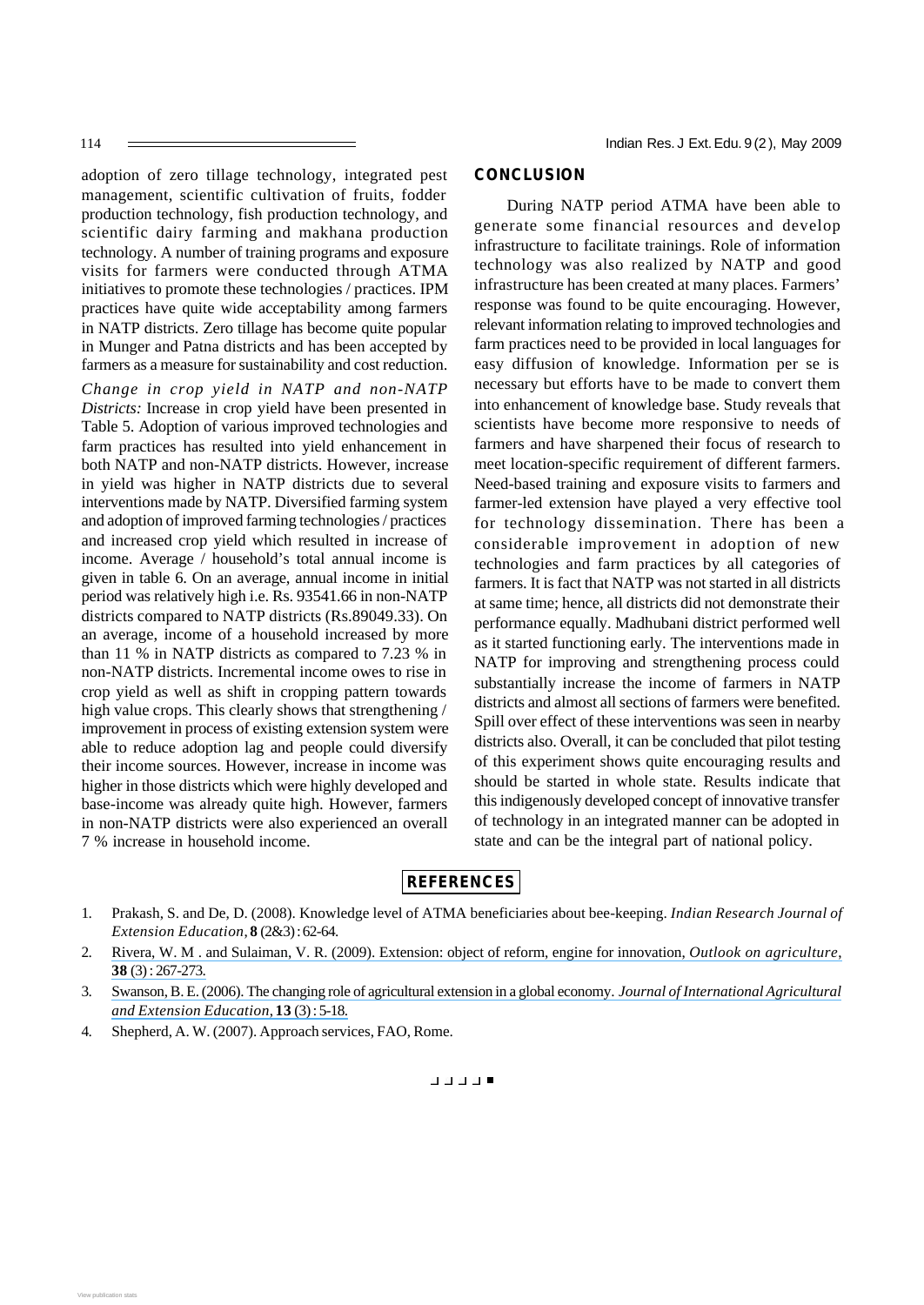adoption of zero tillage technology, integrated pest management, scientific cultivation of fruits, fodder production technology, fish production technology, and scientific dairy farming and makhana production technology. A number of training programs and exposure visits for farmers were conducted through ATMA initiatives to promote these technologies / practices. IPM practices have quite wide acceptability among farmers in NATP districts. Zero tillage has become quite popular in Munger and Patna districts and has been accepted by farmers as a measure for sustainability and cost reduction.

*Change in crop yield in NATP and non-NATP Districts:* Increase in crop yield have been presented in Table 5. Adoption of various improved technologies and farm practices has resulted into yield enhancement in both NATP and non-NATP districts. However, increase in yield was higher in NATP districts due to several interventions made by NATP. Diversified farming system and adoption of improved farming technologies / practices and increased crop yield which resulted in increase of income. Average / household's total annual income is given in table 6. On an average, annual income in initial period was relatively high i.e. Rs. 93541.66 in non-NATP districts compared to NATP districts (Rs.89049.33). On an average, income of a household increased by more than 11 % in NATP districts as compared to 7.23 % in non-NATP districts. Incremental income owes to rise in crop yield as well as shift in cropping pattern towards high value crops. This clearly shows that strengthening / improvement in process of existing extension system were able to reduce adoption lag and people could diversify their income sources. However, increase in income was higher in those districts which were highly developed and base-income was already quite high. However, farmers in non-NATP districts were also experienced an overall 7 % increase in household income.

## CONCLUSION

During NATP period ATMA have been able to generate some financial resources and develop infrastructure to facilitate trainings. Role of information technology was also realized by NATP and good infrastructure has been created at many places. Farmers' response was found to be quite encouraging. However, relevant information relating to improved technologies and farm practices need to be provided in local languages for easy diffusion of knowledge. Information per se is necessary but efforts have to be made to convert them into enhancement of knowledge base. Study reveals that scientists have become more responsive to needs of farmers and have sharpened their focus of research to meet location-specific requirement of different farmers. Need-based training and exposure visits to farmers and farmer-led extension have played a very effective tool for technology dissemination. There has been a considerable improvement in adoption of new technologies and farm practices by all categories of farmers. It is fact that NATP was not started in all districts at same time; hence, all districts did not demonstrate their performance equally. Madhubani district performed well as it started functioning early. The interventions made in NATP for improving and strengthening process could substantially increase the income of farmers in NATP districts and almost all sections of farmers were benefited. Spill over effect of these interventions was seen in nearby districts also. Overall, it can be concluded that pilot testing of this experiment shows quite encouraging results and should be started in whole state. Results indicate that this indigenously developed concept of innovative transfer of technology in an integrated manner can be adopted in state and can be the integral part of national policy.

## REFERENCES

1. Prakash, S. and De, D. (2008). Knowledge level of ATMA beneficiaries about bee-keeping. *Indian Research Journal of Extension Education*, **8** (2&3) : 62-64.
2. Rivera, W. M . and Sulaiman, V. R. (2009). Extension: object of reform, engine for innovation, *Outlook on agriculture*, **38** (3) : 267-273.
3. Swanson, B. E. (2006). The changing role of agricultural extension in a global economy. *Journal of International Agricultural and Extension Education*, **13** (3) : 5-18.
4. Shepherd, A. W. (2007). Approach services, FAO, Rome.